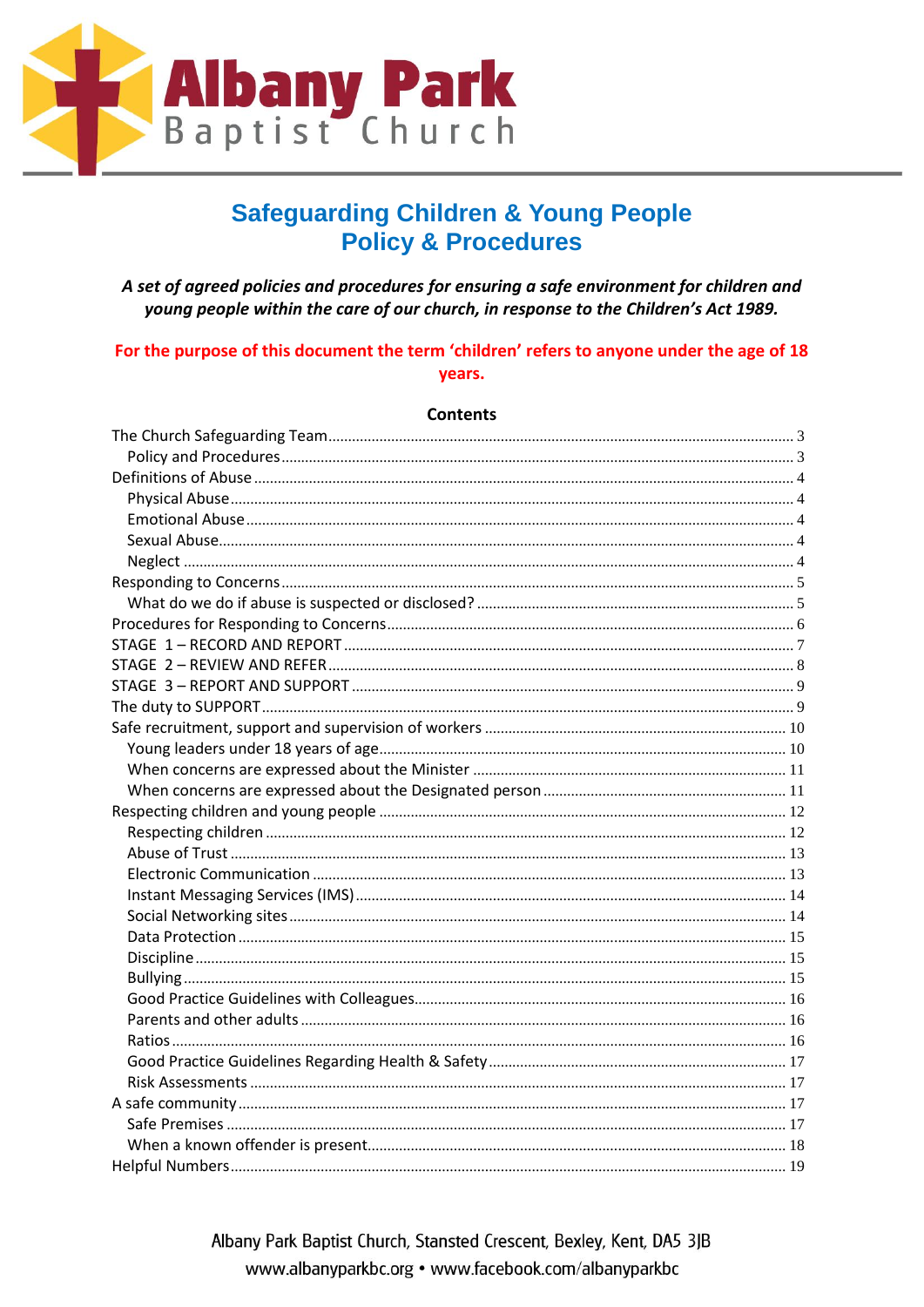# Albany Park Baptist Church

## Safeguarding Children & Young People Policy & Procedures

***A set of agreed policies and procedures for ensuring a safe environment for children and young people within the care of our church, in response to the Children's Act 1989.***

**For the purpose of this document the term 'children' refers to anyone under the age of 18 years.**

### Contents

- The Church Safeguarding Team ..... 3
  - Policy and Procedures ..... 3
- Definitions of Abuse ..... 4
  - Physical Abuse ..... 4
  - Emotional Abuse ..... 4
  - Sexual Abuse ..... 4
  - Neglect ..... 4
- Responding to Concerns ..... 5
  - What do we do if abuse is suspected or disclosed? ..... 5
- Procedures for Responding to Concerns ..... 6
- STAGE 1 – RECORD AND REPORT ..... 7
- STAGE 2 – REVIEW AND REFER ..... 8
- STAGE 3 – REPORT AND SUPPORT ..... 9
- The duty to SUPPORT ..... 9
- Safe recruitment, support and supervision of workers ..... 10
  - Young leaders under 18 years of age ..... 10
  - When concerns are expressed about the Minister ..... 11
  - When concerns are expressed about the Designated person ..... 11
- Respecting children and young people ..... 12
  - Respecting children ..... 12
  - Abuse of Trust ..... 13
  - Electronic Communication ..... 13
  - Instant Messaging Services (IMS) ..... 14
  - Social Networking sites ..... 14
  - Data Protection ..... 15
  - Discipline ..... 15
  - Bullying ..... 15
  - Good Practice Guidelines with Colleagues ..... 16
  - Parents and other adults ..... 16
  - Ratios ..... 16
  - Good Practice Guidelines Regarding Health & Safety ..... 17
  - Risk Assessments ..... 17
- A safe community ..... 17
  - Safe Premises ..... 17
  - When a known offender is present ..... 18
- Helpful Numbers ..... 19

Albany Park Baptist Church, Stansted Crescent, Bexley, Kent, DA5 3JB
www.albanyparkbc.org • www.facebook.com/albanyparkbc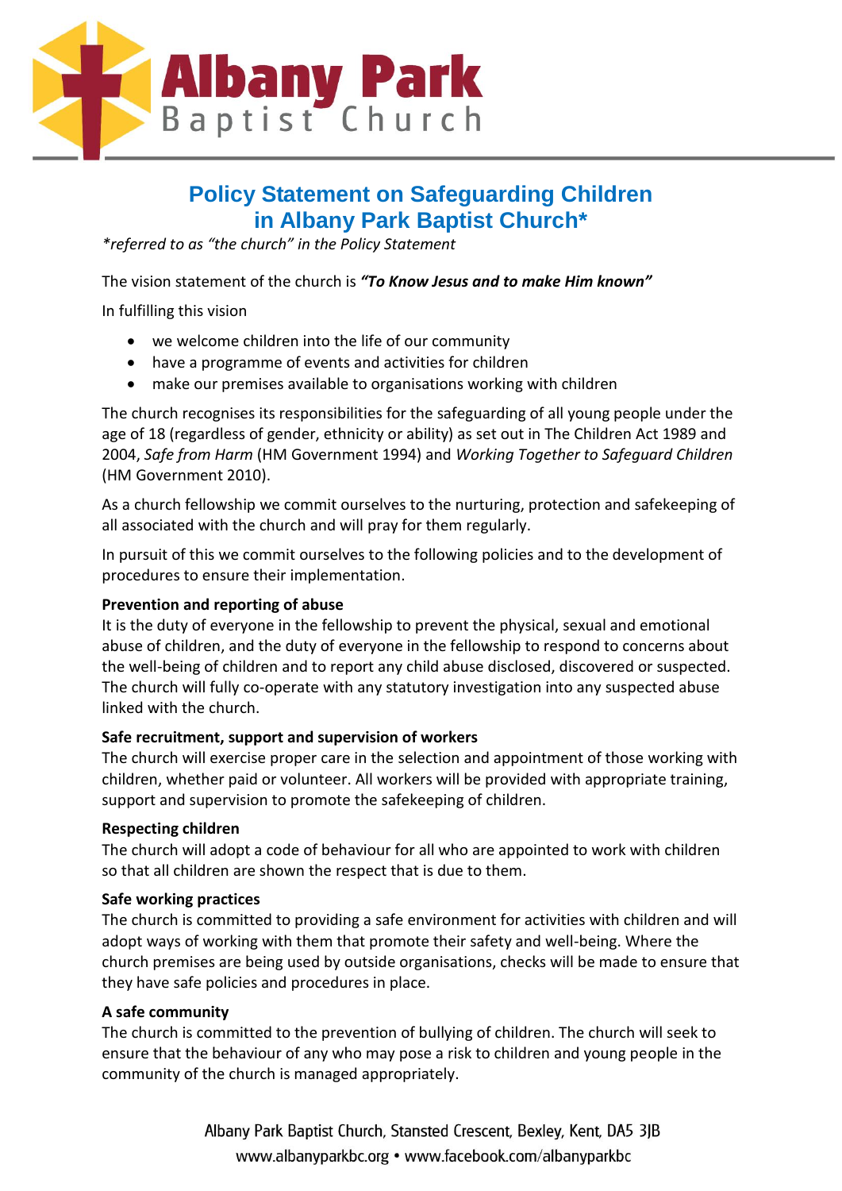# Policy Statement on Safeguarding Children in Albany Park Baptist Church*

*\*referred to as "the church" in the Policy Statement*

The vision statement of the church is ***"To Know Jesus and to make Him known"***

In fulfilling this vision

- we welcome children into the life of our community
- have a programme of events and activities for children
- make our premises available to organisations working with children

The church recognises its responsibilities for the safeguarding of all young people under the age of 18 (regardless of gender, ethnicity or ability) as set out in The Children Act 1989 and 2004, *Safe from Harm* (HM Government 1994) and *Working Together to Safeguard Children* (HM Government 2010).

As a church fellowship we commit ourselves to the nurturing, protection and safekeeping of all associated with the church and will pray for them regularly.

In pursuit of this we commit ourselves to the following policies and to the development of procedures to ensure their implementation.

**Prevention and reporting of abuse**
It is the duty of everyone in the fellowship to prevent the physical, sexual and emotional abuse of children, and the duty of everyone in the fellowship to respond to concerns about the well-being of children and to report any child abuse disclosed, discovered or suspected. The church will fully co-operate with any statutory investigation into any suspected abuse linked with the church.

**Safe recruitment, support and supervision of workers**
The church will exercise proper care in the selection and appointment of those working with children, whether paid or volunteer. All workers will be provided with appropriate training, support and supervision to promote the safekeeping of children.

**Respecting children**
The church will adopt a code of behaviour for all who are appointed to work with children so that all children are shown the respect that is due to them.

**Safe working practices**
The church is committed to providing a safe environment for activities with children and will adopt ways of working with them that promote their safety and well-being. Where the church premises are being used by outside organisations, checks will be made to ensure that they have safe policies and procedures in place.

**A safe community**
The church is committed to the prevention of bullying of children. The church will seek to ensure that the behaviour of any who may pose a risk to children and young people in the community of the church is managed appropriately.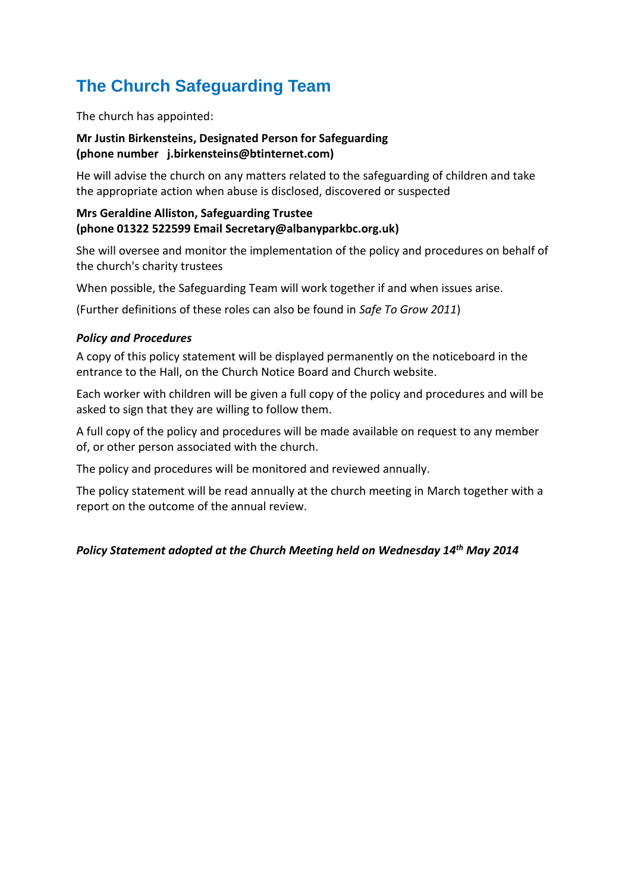# The Church Safeguarding Team

The church has appointed:

**Mr Justin Birkensteins, Designated Person for Safeguarding**
**(phone number   j.birkensteins@btinternet.com)**

He will advise the church on any matters related to the safeguarding of children and take the appropriate action when abuse is disclosed, discovered or suspected

**Mrs Geraldine Alliston, Safeguarding Trustee**
**(phone 01322 522599 Email Secretary@albanyparkbc.org.uk)**

She will oversee and monitor the implementation of the policy and procedures on behalf of the church's charity trustees

When possible, the Safeguarding Team will work together if and when issues arise.

(Further definitions of these roles can also be found in *Safe To Grow 2011*)

***Policy and Procedures***

A copy of this policy statement will be displayed permanently on the noticeboard in the entrance to the Hall, on the Church Notice Board and Church website.

Each worker with children will be given a full copy of the policy and procedures and will be asked to sign that they are willing to follow them.

A full copy of the policy and procedures will be made available on request to any member of, or other person associated with the church.

The policy and procedures will be monitored and reviewed annually.

The policy statement will be read annually at the church meeting in March together with a report on the outcome of the annual review.

***Policy Statement adopted at the Church Meeting held on Wednesday 14th May 2014***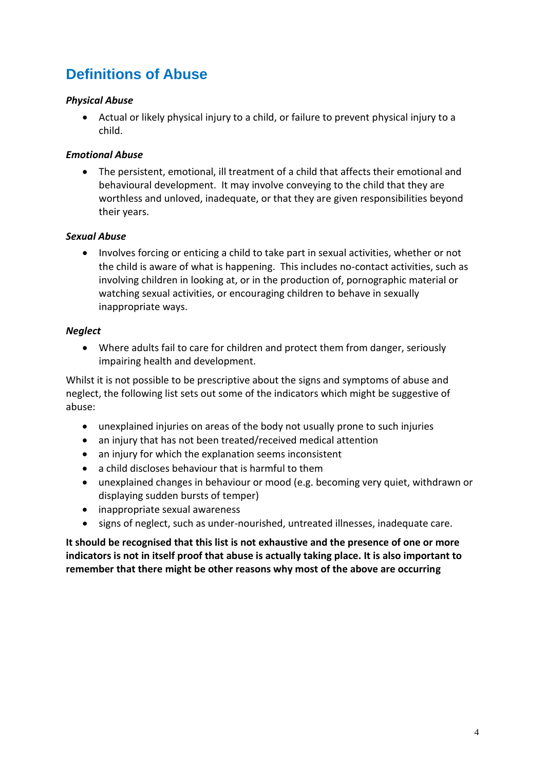## Definitions of Abuse

***Physical Abuse***

- Actual or likely physical injury to a child, or failure to prevent physical injury to a child.

***Emotional Abuse***

- The persistent, emotional, ill treatment of a child that affects their emotional and behavioural development. It may involve conveying to the child that they are worthless and unloved, inadequate, or that they are given responsibilities beyond their years.

***Sexual Abuse***

- Involves forcing or enticing a child to take part in sexual activities, whether or not the child is aware of what is happening. This includes no-contact activities, such as involving children in looking at, or in the production of, pornographic material or watching sexual activities, or encouraging children to behave in sexually inappropriate ways.

***Neglect***

- Where adults fail to care for children and protect them from danger, seriously impairing health and development.

Whilst it is not possible to be prescriptive about the signs and symptoms of abuse and neglect, the following list sets out some of the indicators which might be suggestive of abuse:

- unexplained injuries on areas of the body not usually prone to such injuries
- an injury that has not been treated/received medical attention
- an injury for which the explanation seems inconsistent
- a child discloses behaviour that is harmful to them
- unexplained changes in behaviour or mood (e.g. becoming very quiet, withdrawn or displaying sudden bursts of temper)
- inappropriate sexual awareness
- signs of neglect, such as under-nourished, untreated illnesses, inadequate care.

**It should be recognised that this list is not exhaustive and the presence of one or more indicators is not in itself proof that abuse is actually taking place. It is also important to remember that there might be other reasons why most of the above are occurring**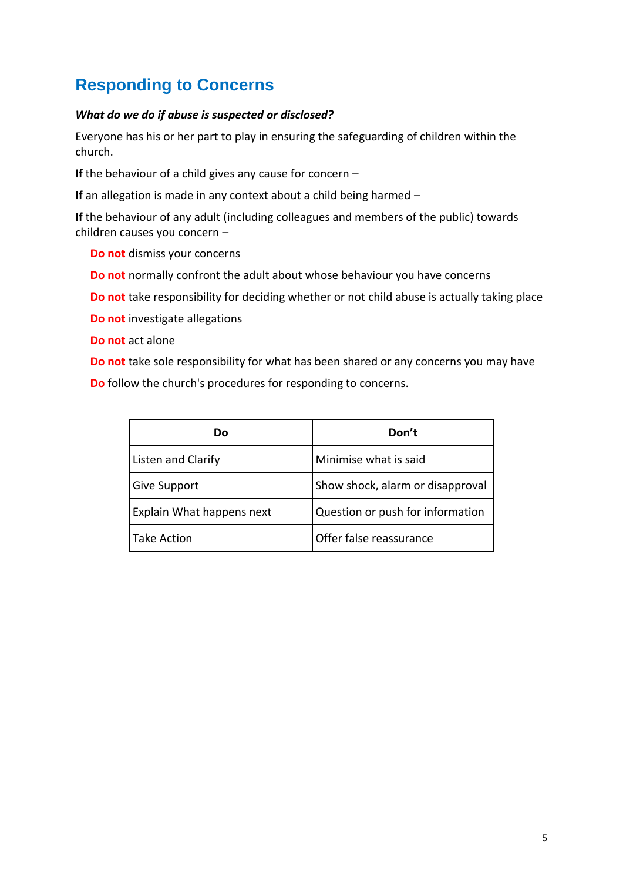## Responding to Concerns

***What do we do if abuse is suspected or disclosed?***

Everyone has his or her part to play in ensuring the safeguarding of children within the church.

**If** the behaviour of a child gives any cause for concern –

**If** an allegation is made in any context about a child being harmed –

**If** the behaviour of any adult (including colleagues and members of the public) towards children causes you concern –

- **Do not** dismiss your concerns
- **Do not** normally confront the adult about whose behaviour you have concerns
- **Do not** take responsibility for deciding whether or not child abuse is actually taking place
- **Do not** investigate allegations
- **Do not** act alone
- **Do not** take sole responsibility for what has been shared or any concerns you may have
- **Do** follow the church's procedures for responding to concerns.

| Do | Don't |
|---|---|
| Listen and Clarify | Minimise what is said |
| Give Support | Show shock, alarm or disapproval |
| Explain What happens next | Question or push for information |
| Take Action | Offer false reassurance |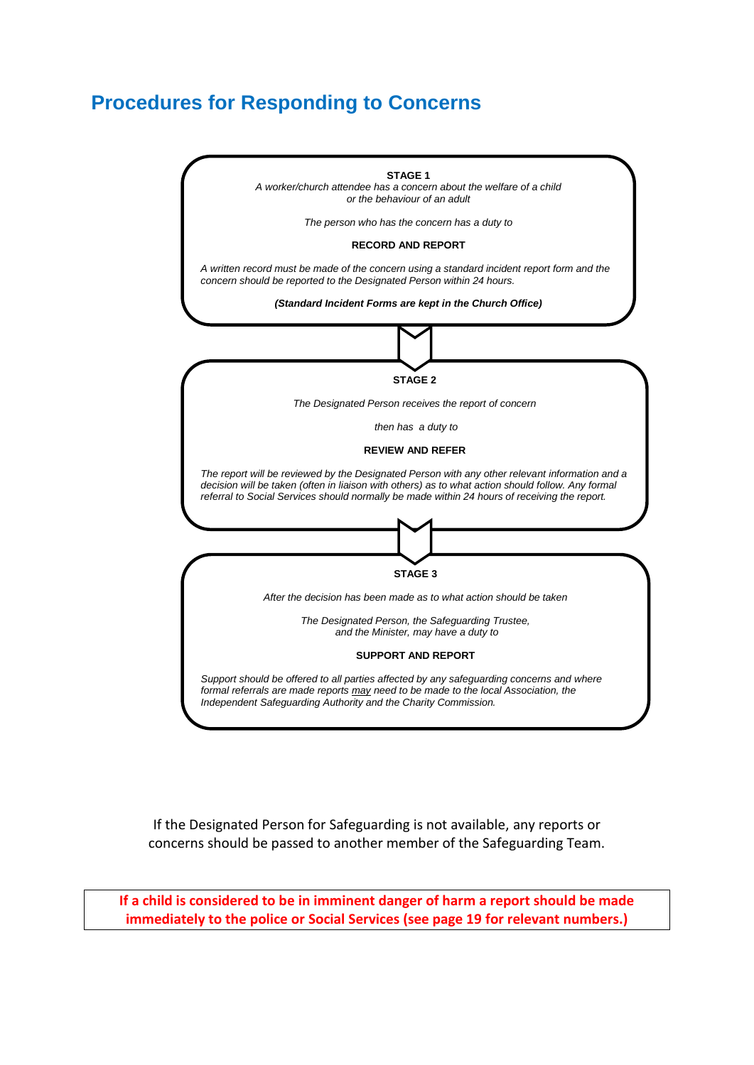## Procedures for Responding to Concerns

**STAGE 1**

*A worker/church attendee has a concern about the welfare of a child or the behaviour of an adult*

*The person who has the concern has a duty to*

**RECORD AND REPORT**

*A written record must be made of the concern using a standard incident report form and the concern should be reported to the Designated Person within 24 hours.*

***(Standard Incident Forms are kept in the Church Office)***

**STAGE 2**

*The Designated Person receives the report of concern*

*then has a duty to*

**REVIEW AND REFER**

*The report will be reviewed by the Designated Person with any other relevant information and a decision will be taken (often in liaison with others) as to what action should follow. Any formal referral to Social Services should normally be made within 24 hours of receiving the report.*

**STAGE 3**

*After the decision has been made as to what action should be taken*

*The Designated Person, the Safeguarding Trustee, and the Minister, may have a duty to*

**SUPPORT AND REPORT**

*Support should be offered to all parties affected by any safeguarding concerns and where formal referrals are made reports <u>may</u> need to be made to the local Association, the Independent Safeguarding Authority and the Charity Commission.*

If the Designated Person for Safeguarding is not available, any reports or concerns should be passed to another member of the Safeguarding Team.

**If a child is considered to be in imminent danger of harm a report should be made immediately to the police or Social Services (see page 19 for relevant numbers.)**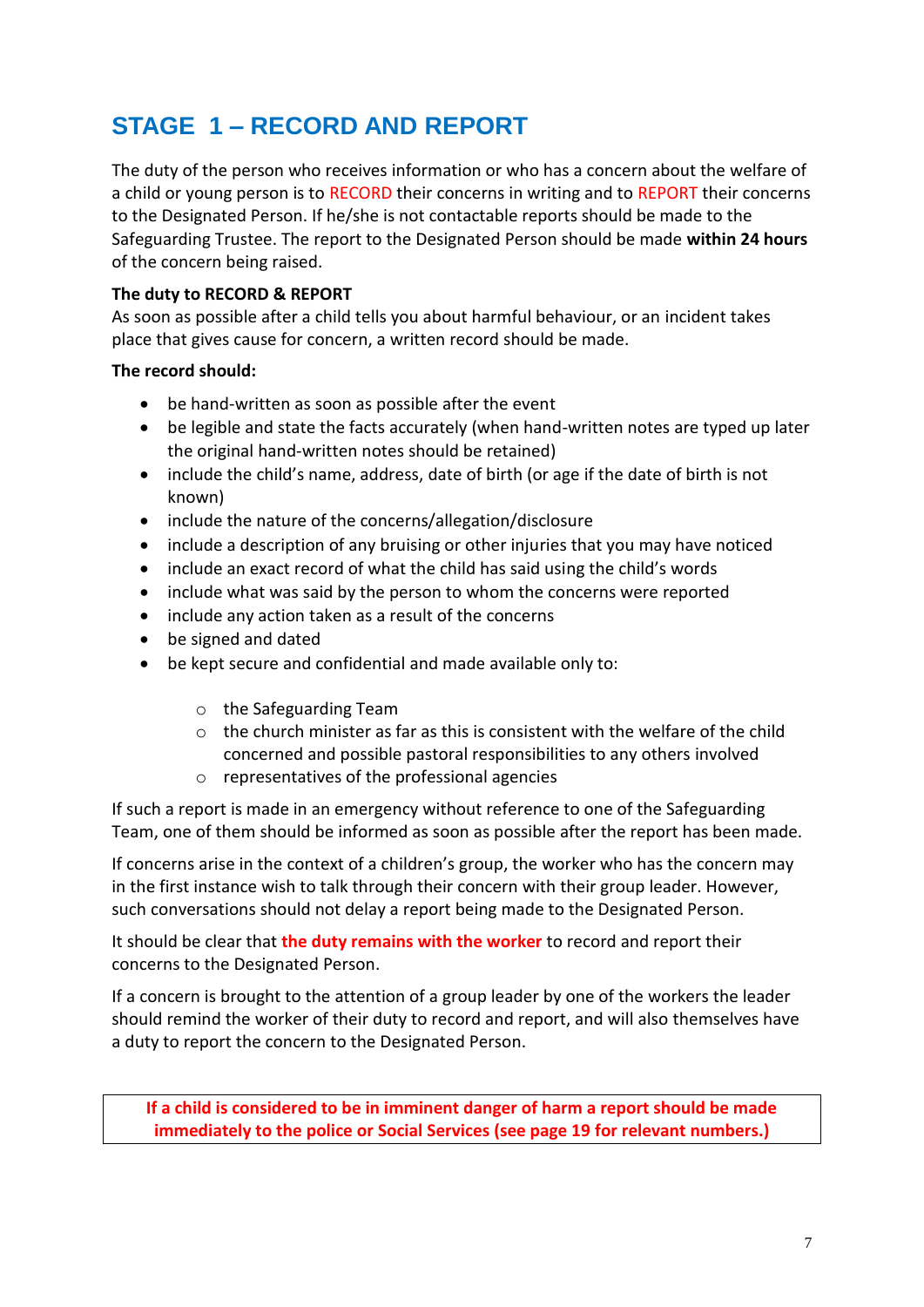## STAGE 1 – RECORD AND REPORT

The duty of the person who receives information or who has a concern about the welfare of a child or young person is to RECORD their concerns in writing and to REPORT their concerns to the Designated Person. If he/she is not contactable reports should be made to the Safeguarding Trustee. The report to the Designated Person should be made **within 24 hours** of the concern being raised.

**The duty to RECORD & REPORT**

As soon as possible after a child tells you about harmful behaviour, or an incident takes place that gives cause for concern, a written record should be made.

**The record should:**

- be hand-written as soon as possible after the event
- be legible and state the facts accurately (when hand-written notes are typed up later the original hand-written notes should be retained)
- include the child's name, address, date of birth (or age if the date of birth is not known)
- include the nature of the concerns/allegation/disclosure
- include a description of any bruising or other injuries that you may have noticed
- include an exact record of what the child has said using the child's words
- include what was said by the person to whom the concerns were reported
- include any action taken as a result of the concerns
- be signed and dated
- be kept secure and confidential and made available only to:
    - the Safeguarding Team
    - the church minister as far as this is consistent with the welfare of the child concerned and possible pastoral responsibilities to any others involved
    - representatives of the professional agencies

If such a report is made in an emergency without reference to one of the Safeguarding Team, one of them should be informed as soon as possible after the report has been made.

If concerns arise in the context of a children's group, the worker who has the concern may in the first instance wish to talk through their concern with their group leader. However, such conversations should not delay a report being made to the Designated Person.

It should be clear that **the duty remains with the worker** to record and report their concerns to the Designated Person.

If a concern is brought to the attention of a group leader by one of the workers the leader should remind the worker of their duty to record and report, and will also themselves have a duty to report the concern to the Designated Person.

**If a child is considered to be in imminent danger of harm a report should be made immediately to the police or Social Services (see page 19 for relevant numbers.)**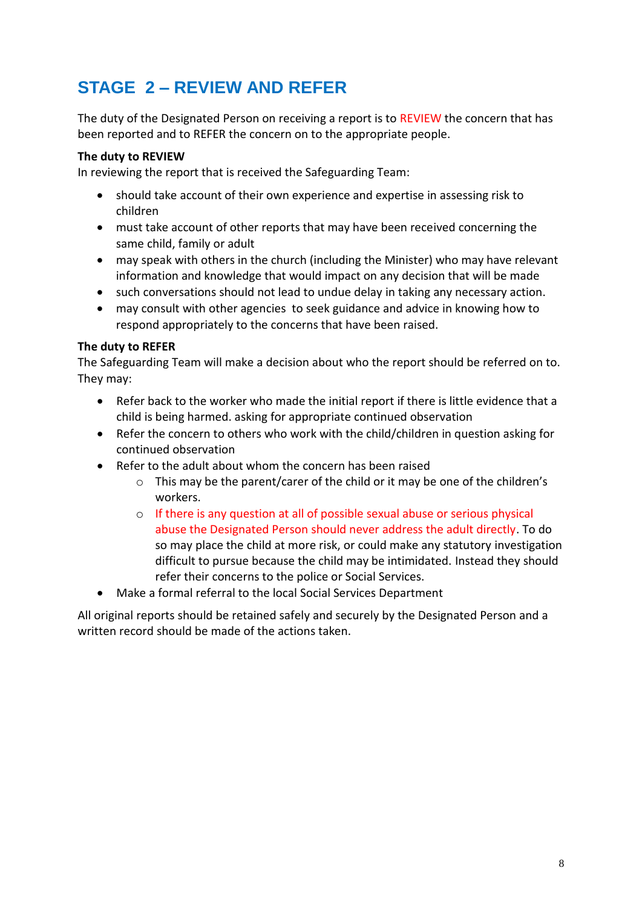## STAGE 2 – REVIEW AND REFER

The duty of the Designated Person on receiving a report is to REVIEW the concern that has been reported and to REFER the concern on to the appropriate people.

**The duty to REVIEW**
In reviewing the report that is received the Safeguarding Team:

- should take account of their own experience and expertise in assessing risk to children
- must take account of other reports that may have been received concerning the same child, family or adult
- may speak with others in the church (including the Minister) who may have relevant information and knowledge that would impact on any decision that will be made
- such conversations should not lead to undue delay in taking any necessary action.
- may consult with other agencies to seek guidance and advice in knowing how to respond appropriately to the concerns that have been raised.

**The duty to REFER**
The Safeguarding Team will make a decision about who the report should be referred on to. They may:

- Refer back to the worker who made the initial report if there is little evidence that a child is being harmed. asking for appropriate continued observation
- Refer the concern to others who work with the child/children in question asking for continued observation
- Refer to the adult about whom the concern has been raised
    - This may be the parent/carer of the child or it may be one of the children's workers.
    - If there is any question at all of possible sexual abuse or serious physical abuse the Designated Person should never address the adult directly. To do so may place the child at more risk, or could make any statutory investigation difficult to pursue because the child may be intimidated. Instead they should refer their concerns to the police or Social Services.
- Make a formal referral to the local Social Services Department

All original reports should be retained safely and securely by the Designated Person and a written record should be made of the actions taken.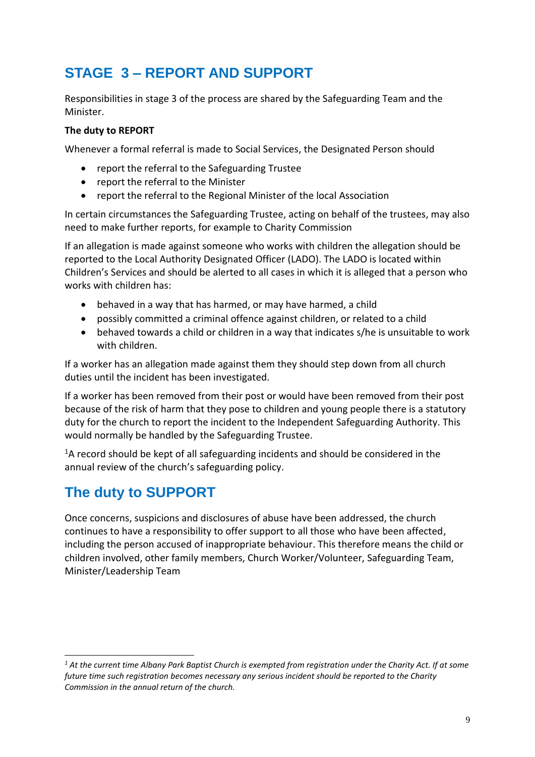## STAGE 3 – REPORT AND SUPPORT

Responsibilities in stage 3 of the process are shared by the Safeguarding Team and the Minister.

**The duty to REPORT**

Whenever a formal referral is made to Social Services, the Designated Person should

- report the referral to the Safeguarding Trustee
- report the referral to the Minister
- report the referral to the Regional Minister of the local Association

In certain circumstances the Safeguarding Trustee, acting on behalf of the trustees, may also need to make further reports, for example to Charity Commission

If an allegation is made against someone who works with children the allegation should be reported to the Local Authority Designated Officer (LADO). The LADO is located within Children's Services and should be alerted to all cases in which it is alleged that a person who works with children has:

- behaved in a way that has harmed, or may have harmed, a child
- possibly committed a criminal offence against children, or related to a child
- behaved towards a child or children in a way that indicates s/he is unsuitable to work with children.

If a worker has an allegation made against them they should step down from all church duties until the incident has been investigated.

If a worker has been removed from their post or would have been removed from their post because of the risk of harm that they pose to children and young people there is a statutory duty for the church to report the incident to the Independent Safeguarding Authority. This would normally be handled by the Safeguarding Trustee.

[1]A record should be kept of all safeguarding incidents and should be considered in the annual review of the church's safeguarding policy.

## The duty to SUPPORT

Once concerns, suspicions and disclosures of abuse have been addressed, the church continues to have a responsibility to offer support to all those who have been affected, including the person accused of inappropriate behaviour. This therefore means the child or children involved, other family members, Church Worker/Volunteer, Safeguarding Team, Minister/Leadership Team

---

[1] *At the current time Albany Park Baptist Church is exempted from registration under the Charity Act. If at some future time such registration becomes necessary any serious incident should be reported to the Charity Commission in the annual return of the church.*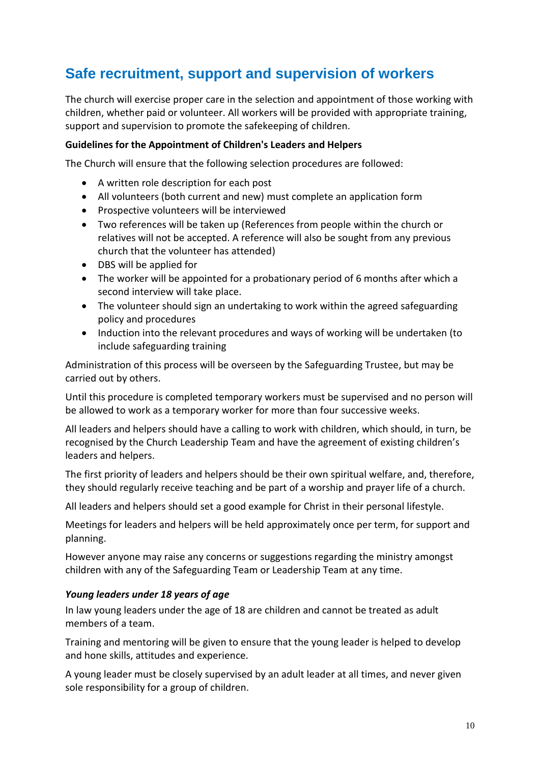## Safe recruitment, support and supervision of workers

The church will exercise proper care in the selection and appointment of those working with children, whether paid or volunteer. All workers will be provided with appropriate training, support and supervision to promote the safekeeping of children.

**Guidelines for the Appointment of Children's Leaders and Helpers**

The Church will ensure that the following selection procedures are followed:

- A written role description for each post
- All volunteers (both current and new) must complete an application form
- Prospective volunteers will be interviewed
- Two references will be taken up (References from people within the church or relatives will not be accepted. A reference will also be sought from any previous church that the volunteer has attended)
- DBS will be applied for
- The worker will be appointed for a probationary period of 6 months after which a second interview will take place.
- The volunteer should sign an undertaking to work within the agreed safeguarding policy and procedures
- Induction into the relevant procedures and ways of working will be undertaken (to include safeguarding training

Administration of this process will be overseen by the Safeguarding Trustee, but may be carried out by others.

Until this procedure is completed temporary workers must be supervised and no person will be allowed to work as a temporary worker for more than four successive weeks.

All leaders and helpers should have a calling to work with children, which should, in turn, be recognised by the Church Leadership Team and have the agreement of existing children's leaders and helpers.

The first priority of leaders and helpers should be their own spiritual welfare, and, therefore, they should regularly receive teaching and be part of a worship and prayer life of a church.

All leaders and helpers should set a good example for Christ in their personal lifestyle.

Meetings for leaders and helpers will be held approximately once per term, for support and planning.

However anyone may raise any concerns or suggestions regarding the ministry amongst children with any of the Safeguarding Team or Leadership Team at any time.

***Young leaders under 18 years of age***

In law young leaders under the age of 18 are children and cannot be treated as adult members of a team.

Training and mentoring will be given to ensure that the young leader is helped to develop and hone skills, attitudes and experience.

A young leader must be closely supervised by an adult leader at all times, and never given sole responsibility for a group of children.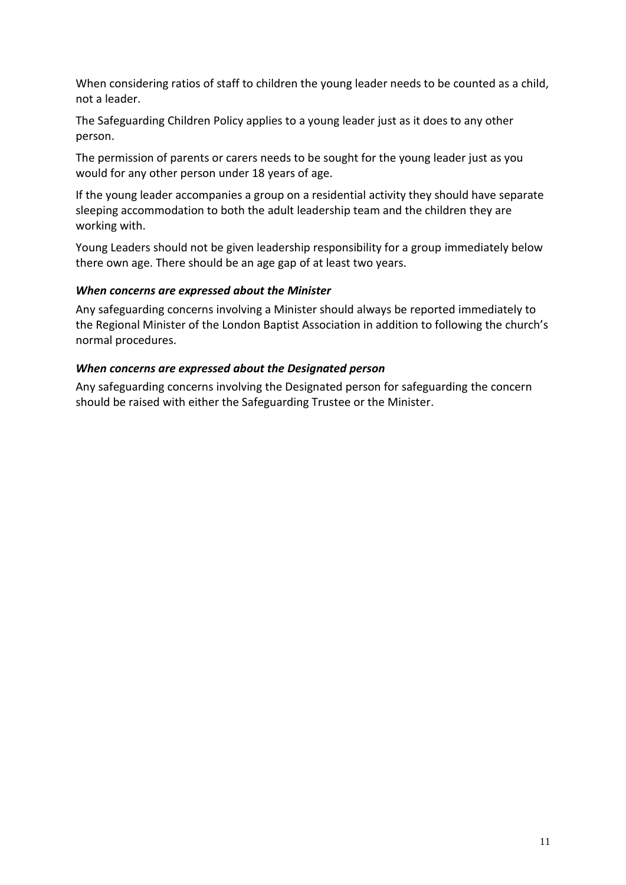When considering ratios of staff to children the young leader needs to be counted as a child, not a leader.

The Safeguarding Children Policy applies to a young leader just as it does to any other person.

The permission of parents or carers needs to be sought for the young leader just as you would for any other person under 18 years of age.

If the young leader accompanies a group on a residential activity they should have separate sleeping accommodation to both the adult leadership team and the children they are working with.

Young Leaders should not be given leadership responsibility for a group immediately below there own age. There should be an age gap of at least two years.

### *When concerns are expressed about the Minister*

Any safeguarding concerns involving a Minister should always be reported immediately to the Regional Minister of the London Baptist Association in addition to following the church's normal procedures.

### *When concerns are expressed about the Designated person*

Any safeguarding concerns involving the Designated person for safeguarding the concern should be raised with either the Safeguarding Trustee or the Minister.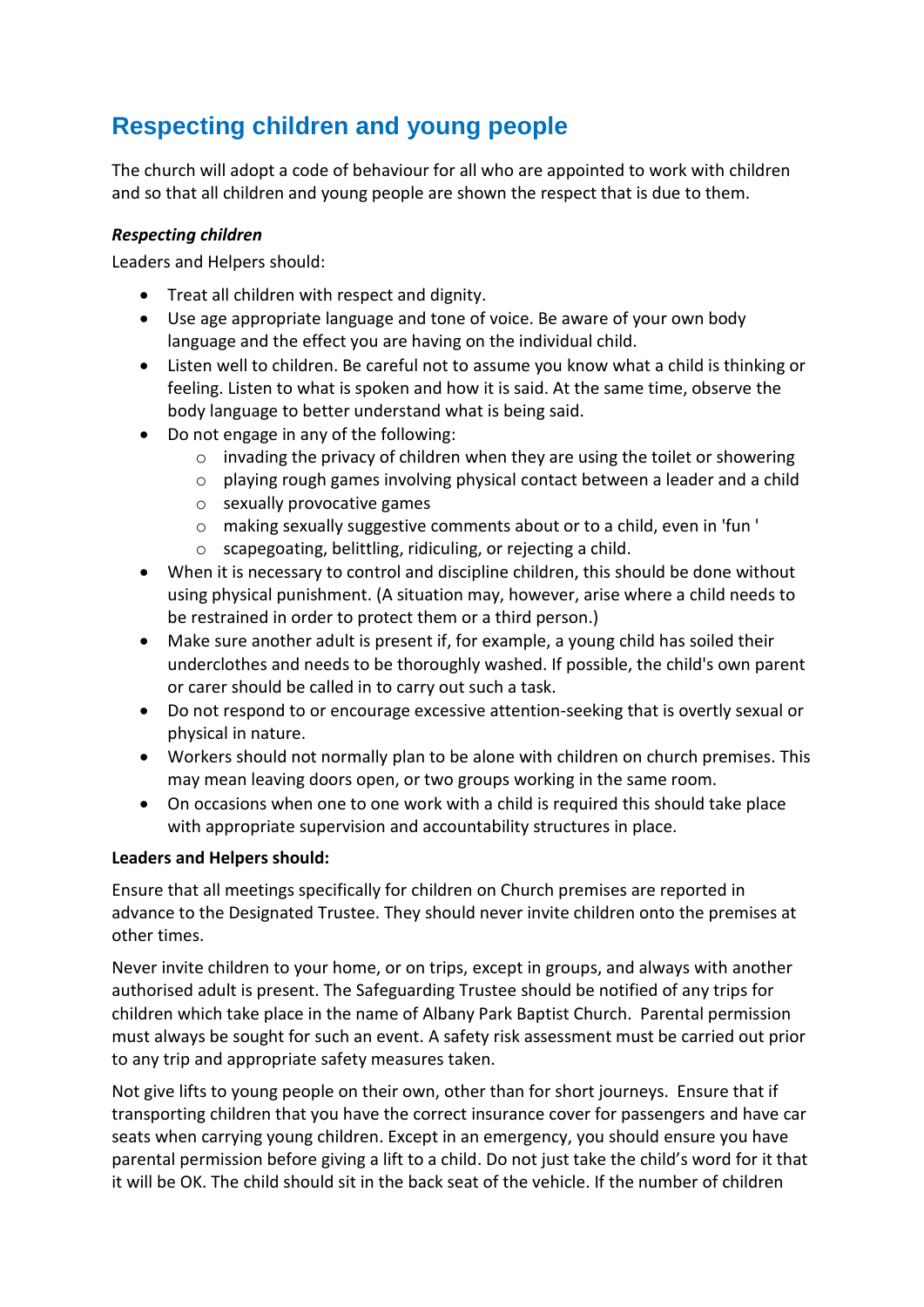## Respecting children and young people

The church will adopt a code of behaviour for all who are appointed to work with children and so that all children and young people are shown the respect that is due to them.

***Respecting children***

Leaders and Helpers should:

- Treat all children with respect and dignity.
- Use age appropriate language and tone of voice. Be aware of your own body language and the effect you are having on the individual child.
- Listen well to children. Be careful not to assume you know what a child is thinking or feeling. Listen to what is spoken and how it is said. At the same time, observe the body language to better understand what is being said.
- Do not engage in any of the following:
    - invading the privacy of children when they are using the toilet or showering
    - playing rough games involving physical contact between a leader and a child
    - sexually provocative games
    - making sexually suggestive comments about or to a child, even in 'fun '
    - scapegoating, belittling, ridiculing, or rejecting a child.
- When it is necessary to control and discipline children, this should be done without using physical punishment. (A situation may, however, arise where a child needs to be restrained in order to protect them or a third person.)
- Make sure another adult is present if, for example, a young child has soiled their underclothes and needs to be thoroughly washed. If possible, the child's own parent or carer should be called in to carry out such a task.
- Do not respond to or encourage excessive attention-seeking that is overtly sexual or physical in nature.
- Workers should not normally plan to be alone with children on church premises. This may mean leaving doors open, or two groups working in the same room.
- On occasions when one to one work with a child is required this should take place with appropriate supervision and accountability structures in place.

**Leaders and Helpers should:**

Ensure that all meetings specifically for children on Church premises are reported in advance to the Designated Trustee. They should never invite children onto the premises at other times.

Never invite children to your home, or on trips, except in groups, and always with another authorised adult is present. The Safeguarding Trustee should be notified of any trips for children which take place in the name of Albany Park Baptist Church. Parental permission must always be sought for such an event. A safety risk assessment must be carried out prior to any trip and appropriate safety measures taken.

Not give lifts to young people on their own, other than for short journeys. Ensure that if transporting children that you have the correct insurance cover for passengers and have car seats when carrying young children. Except in an emergency, you should ensure you have parental permission before giving a lift to a child. Do not just take the child's word for it that it will be OK. The child should sit in the back seat of the vehicle. If the number of children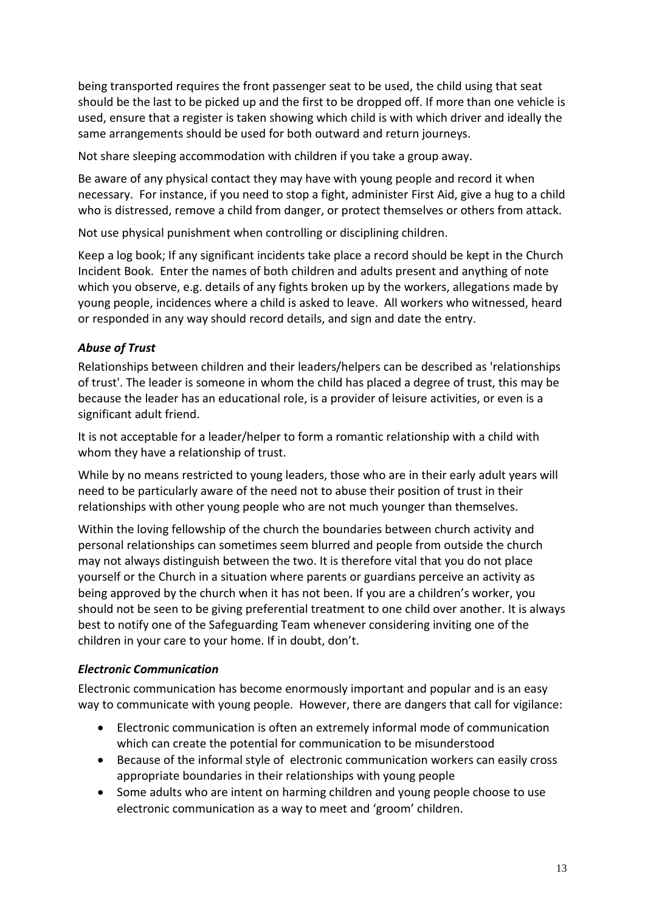being transported requires the front passenger seat to be used, the child using that seat should be the last to be picked up and the first to be dropped off. If more than one vehicle is used, ensure that a register is taken showing which child is with which driver and ideally the same arrangements should be used for both outward and return journeys.

Not share sleeping accommodation with children if you take a group away.

Be aware of any physical contact they may have with young people and record it when necessary. For instance, if you need to stop a fight, administer First Aid, give a hug to a child who is distressed, remove a child from danger, or protect themselves or others from attack.

Not use physical punishment when controlling or disciplining children.

Keep a log book; If any significant incidents take place a record should be kept in the Church Incident Book. Enter the names of both children and adults present and anything of note which you observe, e.g. details of any fights broken up by the workers, allegations made by young people, incidences where a child is asked to leave. All workers who witnessed, heard or responded in any way should record details, and sign and date the entry.

### *Abuse of Trust*

Relationships between children and their leaders/helpers can be described as 'relationships of trust'. The leader is someone in whom the child has placed a degree of trust, this may be because the leader has an educational role, is a provider of leisure activities, or even is a significant adult friend.

It is not acceptable for a leader/helper to form a romantic relationship with a child with whom they have a relationship of trust.

While by no means restricted to young leaders, those who are in their early adult years will need to be particularly aware of the need not to abuse their position of trust in their relationships with other young people who are not much younger than themselves.

Within the loving fellowship of the church the boundaries between church activity and personal relationships can sometimes seem blurred and people from outside the church may not always distinguish between the two. It is therefore vital that you do not place yourself or the Church in a situation where parents or guardians perceive an activity as being approved by the church when it has not been. If you are a children's worker, you should not be seen to be giving preferential treatment to one child over another. It is always best to notify one of the Safeguarding Team whenever considering inviting one of the children in your care to your home. If in doubt, don't.

### *Electronic Communication*

Electronic communication has become enormously important and popular and is an easy way to communicate with young people. However, there are dangers that call for vigilance:

- Electronic communication is often an extremely informal mode of communication which can create the potential for communication to be misunderstood
- Because of the informal style of electronic communication workers can easily cross appropriate boundaries in their relationships with young people
- Some adults who are intent on harming children and young people choose to use electronic communication as a way to meet and 'groom' children.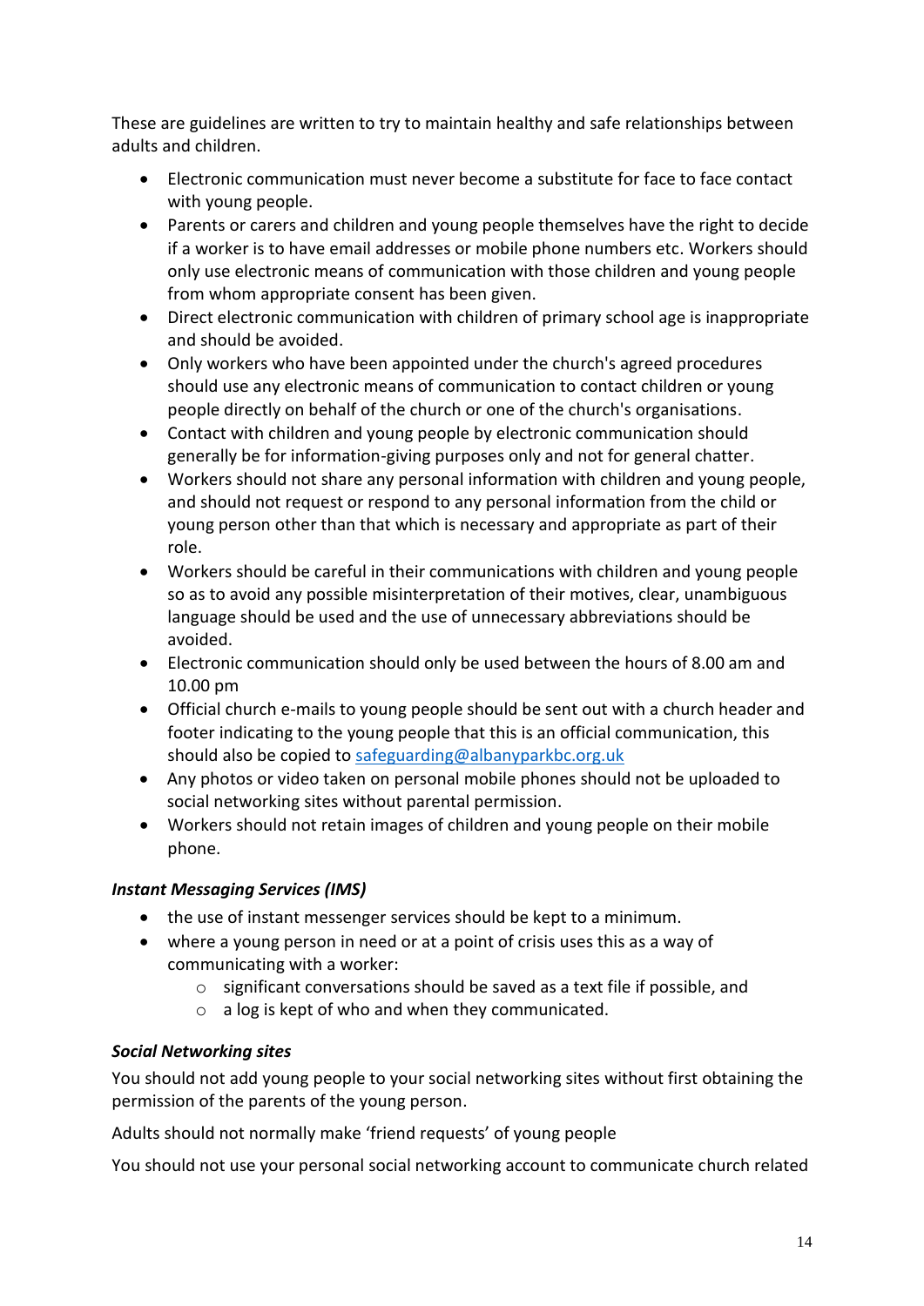These are guidelines are written to try to maintain healthy and safe relationships between adults and children.

- Electronic communication must never become a substitute for face to face contact with young people.
- Parents or carers and children and young people themselves have the right to decide if a worker is to have email addresses or mobile phone numbers etc. Workers should only use electronic means of communication with those children and young people from whom appropriate consent has been given.
- Direct electronic communication with children of primary school age is inappropriate and should be avoided.
- Only workers who have been appointed under the church's agreed procedures should use any electronic means of communication to contact children or young people directly on behalf of the church or one of the church's organisations.
- Contact with children and young people by electronic communication should generally be for information-giving purposes only and not for general chatter.
- Workers should not share any personal information with children and young people, and should not request or respond to any personal information from the child or young person other than that which is necessary and appropriate as part of their role.
- Workers should be careful in their communications with children and young people so as to avoid any possible misinterpretation of their motives, clear, unambiguous language should be used and the use of unnecessary abbreviations should be avoided.
- Electronic communication should only be used between the hours of 8.00 am and 10.00 pm
- Official church e-mails to young people should be sent out with a church header and footer indicating to the young people that this is an official communication, this should also be copied to [safeguarding@albanyparkbc.org.uk](mailto:safeguarding@albanyparkbc.org.uk)
- Any photos or video taken on personal mobile phones should not be uploaded to social networking sites without parental permission.
- Workers should not retain images of children and young people on their mobile phone.

***Instant Messaging Services (IMS)***

- the use of instant messenger services should be kept to a minimum.
- where a young person in need or at a point of crisis uses this as a way of communicating with a worker:
    - significant conversations should be saved as a text file if possible, and
    - a log is kept of who and when they communicated.

***Social Networking sites***

You should not add young people to your social networking sites without first obtaining the permission of the parents of the young person.

Adults should not normally make 'friend requests' of young people

You should not use your personal social networking account to communicate church related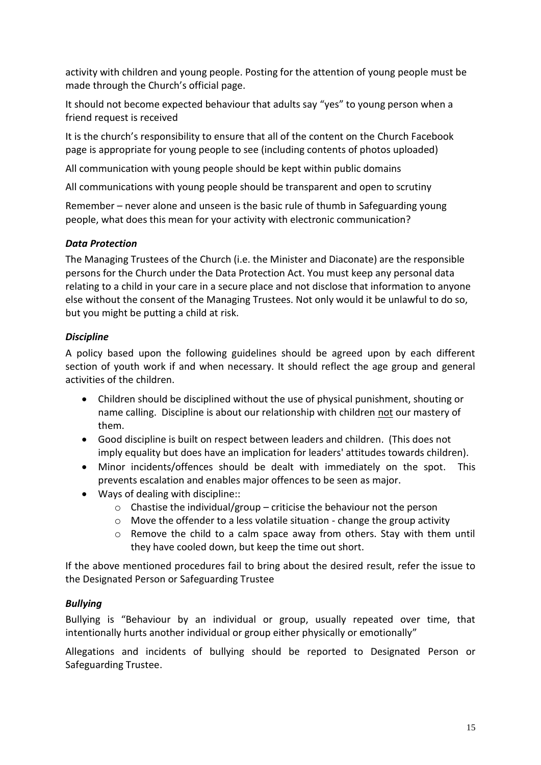activity with children and young people. Posting for the attention of young people must be made through the Church's official page.

It should not become expected behaviour that adults say "yes" to young person when a friend request is received

It is the church's responsibility to ensure that all of the content on the Church Facebook page is appropriate for young people to see (including contents of photos uploaded)

All communication with young people should be kept within public domains

All communications with young people should be transparent and open to scrutiny

Remember – never alone and unseen is the basic rule of thumb in Safeguarding young people, what does this mean for your activity with electronic communication?

### *Data Protection*

The Managing Trustees of the Church (i.e. the Minister and Diaconate) are the responsible persons for the Church under the Data Protection Act. You must keep any personal data relating to a child in your care in a secure place and not disclose that information to anyone else without the consent of the Managing Trustees. Not only would it be unlawful to do so, but you might be putting a child at risk.

### *Discipline*

A policy based upon the following guidelines should be agreed upon by each different section of youth work if and when necessary. It should reflect the age group and general activities of the children.

- Children should be disciplined without the use of physical punishment, shouting or name calling. Discipline is about our relationship with children <u>not</u> our mastery of them.
- Good discipline is built on respect between leaders and children. (This does not imply equality but does have an implication for leaders' attitudes towards children).
- Minor incidents/offences should be dealt with immediately on the spot. This prevents escalation and enables major offences to be seen as major.
- Ways of dealing with discipline::
    - Chastise the individual/group – criticise the behaviour not the person
    - Move the offender to a less volatile situation - change the group activity
    - Remove the child to a calm space away from others. Stay with them until they have cooled down, but keep the time out short.

If the above mentioned procedures fail to bring about the desired result, refer the issue to the Designated Person or Safeguarding Trustee

### *Bullying*

Bullying is "Behaviour by an individual or group, usually repeated over time, that intentionally hurts another individual or group either physically or emotionally"

Allegations and incidents of bullying should be reported to Designated Person or Safeguarding Trustee.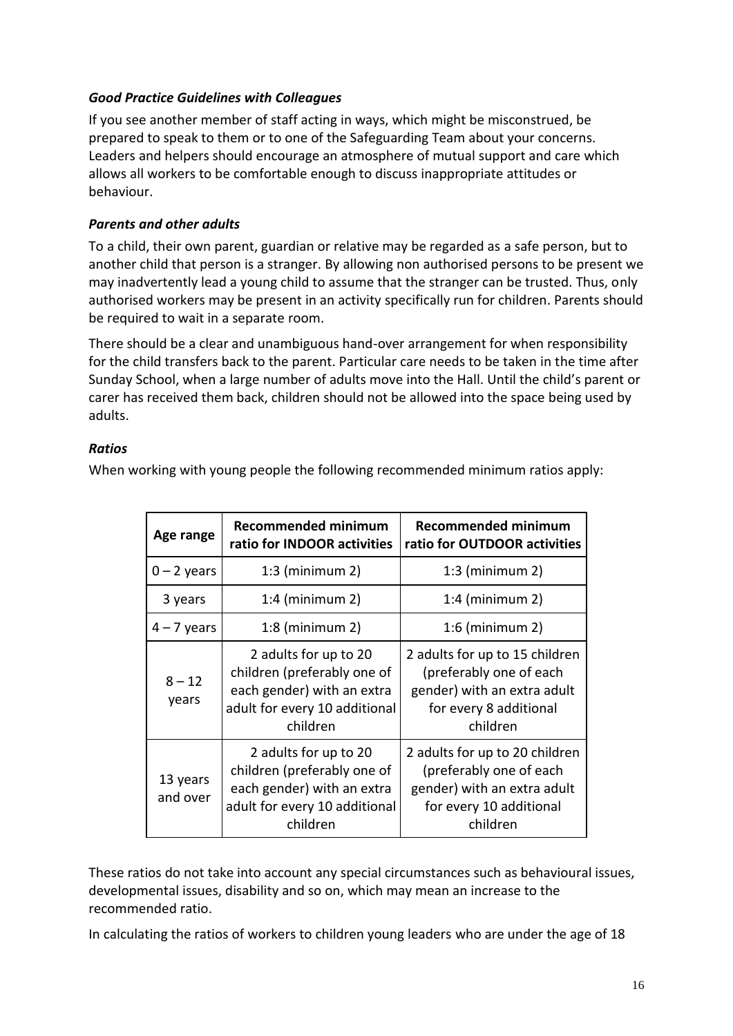### *Good Practice Guidelines with Colleagues*

If you see another member of staff acting in ways, which might be misconstrued, be prepared to speak to them or to one of the Safeguarding Team about your concerns. Leaders and helpers should encourage an atmosphere of mutual support and care which allows all workers to be comfortable enough to discuss inappropriate attitudes or behaviour.

### *Parents and other adults*

To a child, their own parent, guardian or relative may be regarded as a safe person, but to another child that person is a stranger. By allowing non authorised persons to be present we may inadvertently lead a young child to assume that the stranger can be trusted. Thus, only authorised workers may be present in an activity specifically run for children. Parents should be required to wait in a separate room.

There should be a clear and unambiguous hand-over arrangement for when responsibility for the child transfers back to the parent. Particular care needs to be taken in the time after Sunday School, when a large number of adults move into the Hall. Until the child's parent or carer has received them back, children should not be allowed into the space being used by adults.

### *Ratios*

When working with young people the following recommended minimum ratios apply:

| Age range | Recommended minimum ratio for INDOOR activities | Recommended minimum ratio for OUTDOOR activities |
|---|---|---|
| 0 – 2 years | 1:3 (minimum 2) | 1:3 (minimum 2) |
| 3 years | 1:4 (minimum 2) | 1:4 (minimum 2) |
| 4 – 7 years | 1:8 (minimum 2) | 1:6 (minimum 2) |
| 8 – 12 years | 2 adults for up to 20 children (preferably one of each gender) with an extra adult for every 10 additional children | 2 adults for up to 15 children (preferably one of each gender) with an extra adult for every 8 additional children |
| 13 years and over | 2 adults for up to 20 children (preferably one of each gender) with an extra adult for every 10 additional children | 2 adults for up to 20 children (preferably one of each gender) with an extra adult for every 10 additional children |

These ratios do not take into account any special circumstances such as behavioural issues, developmental issues, disability and so on, which may mean an increase to the recommended ratio.

In calculating the ratios of workers to children young leaders who are under the age of 18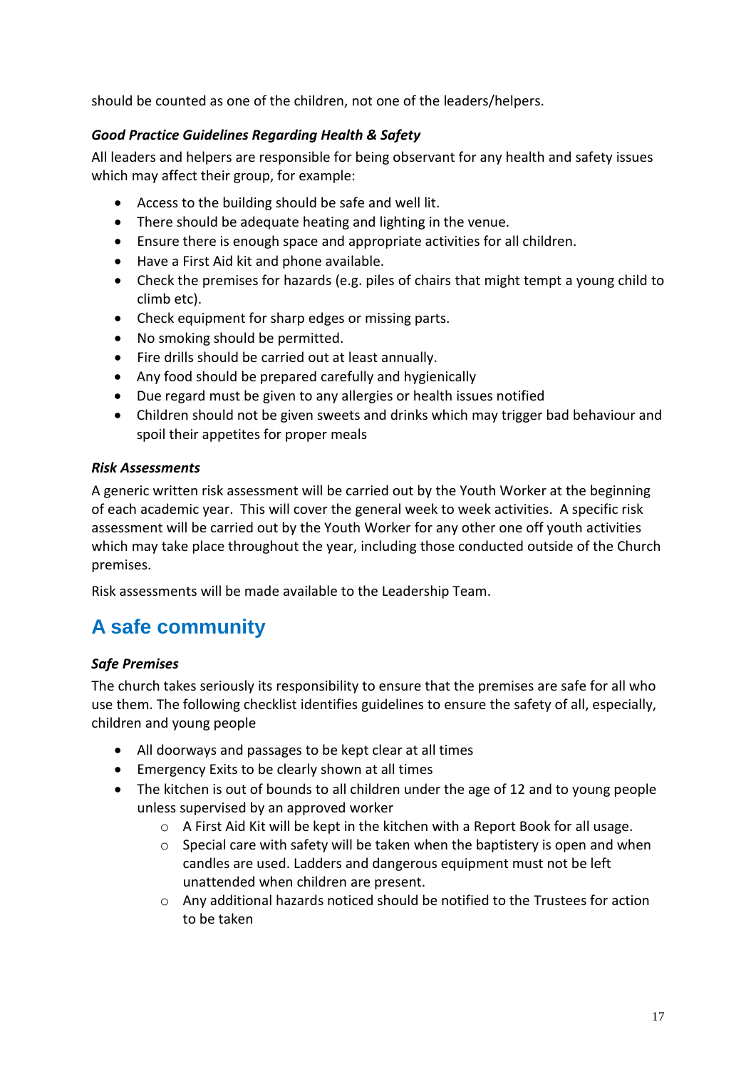should be counted as one of the children, not one of the leaders/helpers.

***Good Practice Guidelines Regarding Health & Safety***

All leaders and helpers are responsible for being observant for any health and safety issues which may affect their group, for example:

- Access to the building should be safe and well lit.
- There should be adequate heating and lighting in the venue.
- Ensure there is enough space and appropriate activities for all children.
- Have a First Aid kit and phone available.
- Check the premises for hazards (e.g. piles of chairs that might tempt a young child to climb etc).
- Check equipment for sharp edges or missing parts.
- No smoking should be permitted.
- Fire drills should be carried out at least annually.
- Any food should be prepared carefully and hygienically
- Due regard must be given to any allergies or health issues notified
- Children should not be given sweets and drinks which may trigger bad behaviour and spoil their appetites for proper meals

***Risk Assessments***

A generic written risk assessment will be carried out by the Youth Worker at the beginning of each academic year. This will cover the general week to week activities. A specific risk assessment will be carried out by the Youth Worker for any other one off youth activities which may take place throughout the year, including those conducted outside of the Church premises.

Risk assessments will be made available to the Leadership Team.

## A safe community

***Safe Premises***

The church takes seriously its responsibility to ensure that the premises are safe for all who use them. The following checklist identifies guidelines to ensure the safety of all, especially, children and young people

- All doorways and passages to be kept clear at all times
- Emergency Exits to be clearly shown at all times
- The kitchen is out of bounds to all children under the age of 12 and to young people unless supervised by an approved worker
    - A First Aid Kit will be kept in the kitchen with a Report Book for all usage.
    - Special care with safety will be taken when the baptistery is open and when candles are used. Ladders and dangerous equipment must not be left unattended when children are present.
    - Any additional hazards noticed should be notified to the Trustees for action to be taken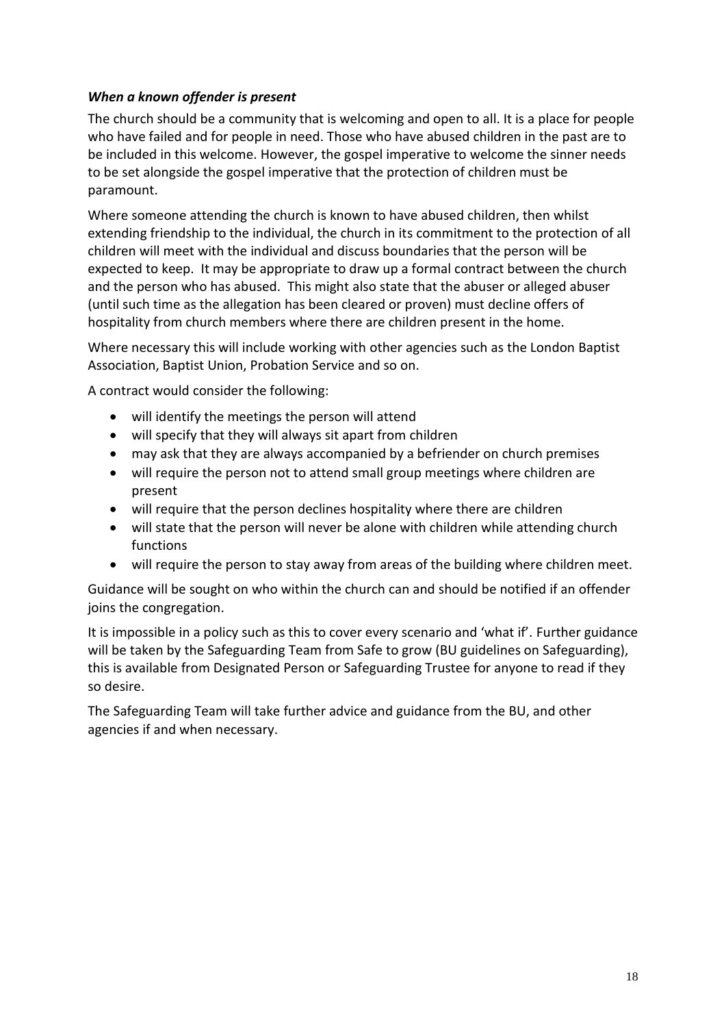### *When a known offender is present*

The church should be a community that is welcoming and open to all. It is a place for people who have failed and for people in need. Those who have abused children in the past are to be included in this welcome. However, the gospel imperative to welcome the sinner needs to be set alongside the gospel imperative that the protection of children must be paramount.

Where someone attending the church is known to have abused children, then whilst extending friendship to the individual, the church in its commitment to the protection of all children will meet with the individual and discuss boundaries that the person will be expected to keep. It may be appropriate to draw up a formal contract between the church and the person who has abused. This might also state that the abuser or alleged abuser (until such time as the allegation has been cleared or proven) must decline offers of hospitality from church members where there are children present in the home.

Where necessary this will include working with other agencies such as the London Baptist Association, Baptist Union, Probation Service and so on.

A contract would consider the following:

- will identify the meetings the person will attend
- will specify that they will always sit apart from children
- may ask that they are always accompanied by a befriender on church premises
- will require the person not to attend small group meetings where children are present
- will require that the person declines hospitality where there are children
- will state that the person will never be alone with children while attending church functions
- will require the person to stay away from areas of the building where children meet.

Guidance will be sought on who within the church can and should be notified if an offender joins the congregation.

It is impossible in a policy such as this to cover every scenario and 'what if'. Further guidance will be taken by the Safeguarding Team from Safe to grow (BU guidelines on Safeguarding), this is available from Designated Person or Safeguarding Trustee for anyone to read if they so desire.

The Safeguarding Team will take further advice and guidance from the BU, and other agencies if and when necessary.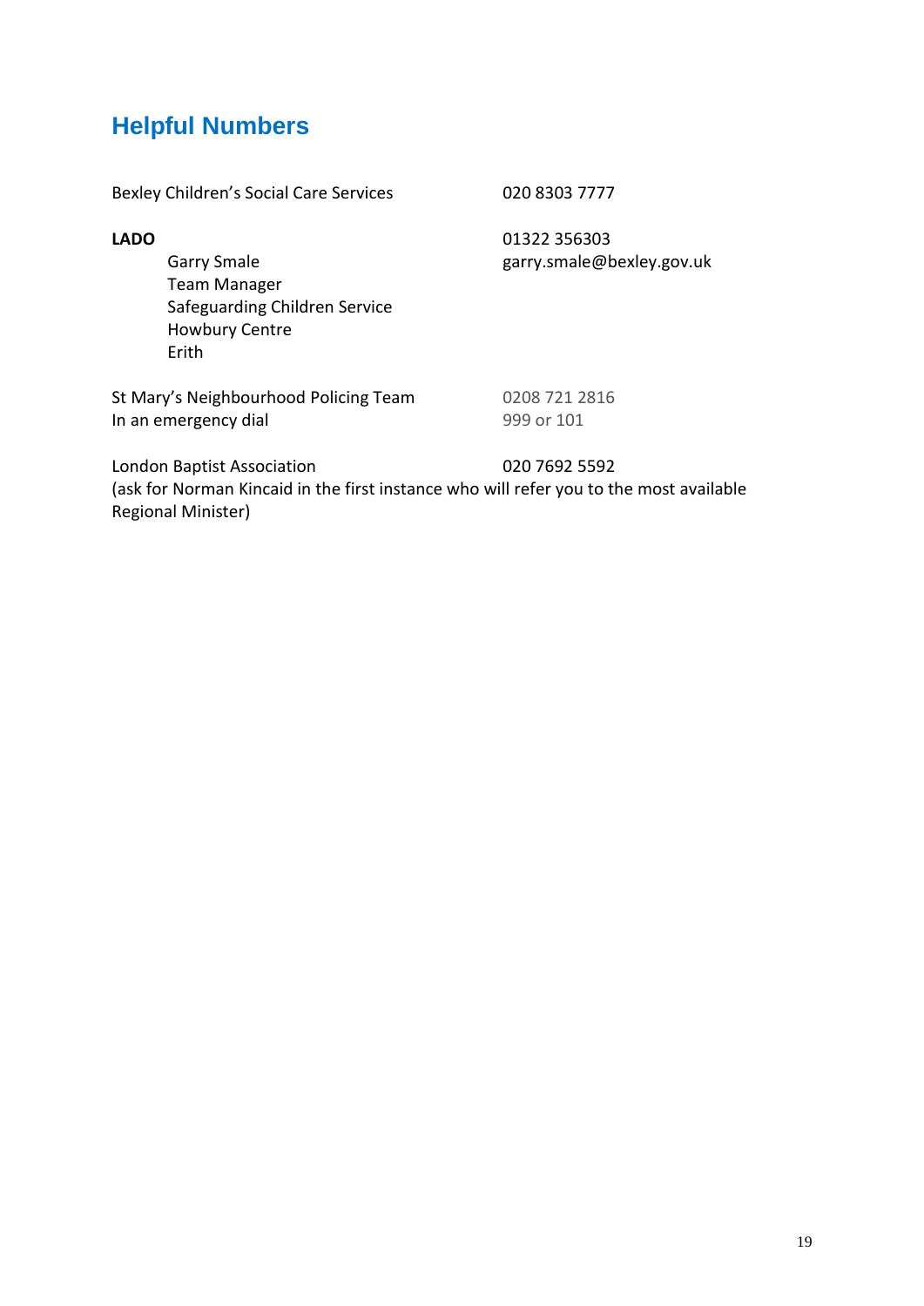## Helpful Numbers

| | |
|---|---|
| Bexley Children's Social Care Services | 020 8303 7777 |
| **LADO**<br>Garry Smale<br>Team Manager<br>Safeguarding Children Service<br>Howbury Centre<br>Erith | 01322 356303<br>garry.smale@bexley.gov.uk |
| St Mary's Neighbourhood Policing Team<br>In an emergency dial | 0208 721 2816<br>999 or 101 |
| London Baptist Association | 020 7692 5592 |

(ask for Norman Kincaid in the first instance who will refer you to the most available Regional Minister)